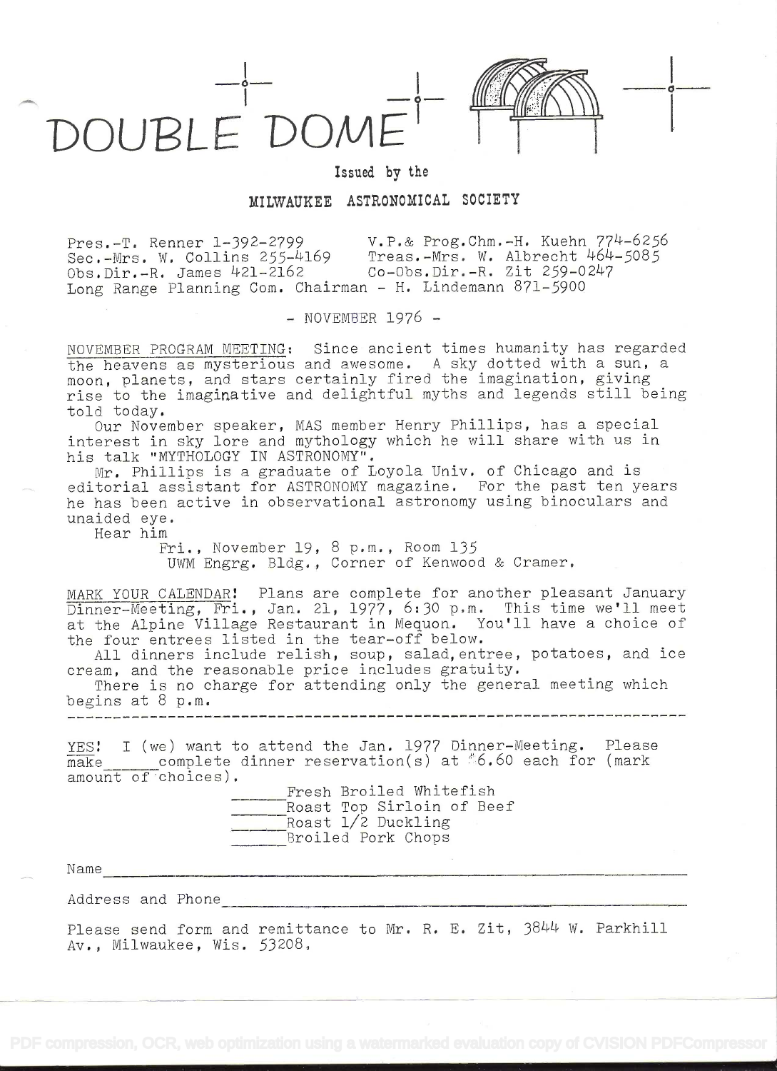# DOUBLE DOME

Issued by the

MILWAUKEE ASTRONOMICAL SOCIETY

Pres.-T. Renner 1-392-2799 V.P.& Prog.Chm.-H. Kuehn 774-6256
Sec.-Mrs. W. Collins 255-4169 Treas.-Mrs. W. Albrecht 464-5085
Obs.Dir.-R. James 421-2162 Co-Obs.Dir.-R. Zit 259-0247
Long Range Planning Com. Chairman - H. Lindemann 871-5900

\- NOVEMBER 1976 -

NOVEMBER PROGRAM MEETING: Since ancient times humanity has regarded the heavens as mysterious and awesome. A sky dotted with a sun, a moon, planets, and stars certainly fired the imagination, giving rise to the imaginative and delightful myths and legends still being told today.

Our November speaker, MAS member Henry Phillips, has a special interest in sky lore and mythology which he will share with us in his talk "MYTHOLOGY IN ASTRONOMY".

Mr. Phillips is a graduate of Loyola Univ. of Chicago and is editorial assistant for ASTRONOMY magazine. For the past ten years he has been active in observational astronomy using binoculars and unaided eye.

Hear him

Fri., November 19, 8 p.m., Room 135
UWM Engrg. Bldg., Corner of Kenwood & Cramer.

MARK YOUR CALENDAR! Plans are complete for another pleasant January Dinner-Meeting, Fri., Jan. 21, 1977, 6:30 p.m. This time we'll meet at the Alpine Village Restaurant in Mequon. You'll have a choice of the four entrees listed in the tear-off below.

All dinners include relish, soup, salad, entree, potatoes, and ice cream, and the reasonable price includes gratuity.

There is no charge for attending only the general meeting which begins at 8 p.m.

---

YES! I (we) want to attend the Jan. 1977 Dinner-Meeting. Please make ______ complete dinner reservation(s) at $6.60 each for (mark amount of choices).

______ Fresh Broiled Whitefish
______ Roast Top Sirloin of Beef
______ Roast 1/2 Duckling
______ Broiled Pork Chops

Name ______________________________________________

Address and Phone __________________________________

Please send form and remittance to Mr. R. E. Zit, 3844 W. Parkhill Av., Milwaukee, Wis. 53208.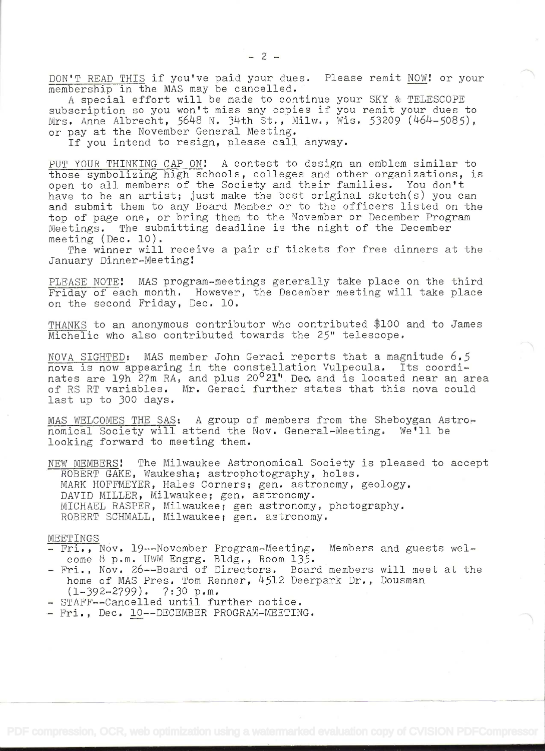DON'T READ THIS if you've paid your dues. Please remit NOW! or your membership in the MAS may be cancelled.

A special effort will be made to continue your SKY & TELESCOPE subscription so you won't miss any copies if you remit your dues to Mrs. Anne Albrecht, 5648 N. 34th St., Milw., Wis. 53209 (464-5085), or pay at the November General Meeting.

If you intend to resign, please call anyway.

PUT YOUR THINKING CAP ON! A contest to design an emblem similar to those symbolizing high schools, colleges and other organizations, is open to all members of the Society and their families. You don't have to be an artist; just make the best original sketch(s) you can and submit them to any Board Member or to the officers listed on the top of page one, or bring them to the November or December Program Meetings. The submitting deadline is the night of the December meeting (Dec. 10).

The winner will receive a pair of tickets for free dinners at the January Dinner-Meeting!

PLEASE NOTE! MAS program-meetings generally take place on the third Friday of each month. However, the December meeting will take place on the second Friday, Dec. 10.

THANKS to an anonymous contributor who contributed $100 and to James Michelic who also contributed towards the 25" telescope.

NOVA SIGHTED: MAS member John Geraci reports that a magnitude 6.5 nova is now appearing in the constellation Vulpecula. Its coordinates are 19h 27m RA, and plus 20°21" Dec. and is located near an area of RS RT variables. Mr. Geraci further states that this nova could last up to 300 days.

MAS WELCOMES THE SAS: A group of members from the Sheboygan Astronomical Society will attend the Nov. General-Meeting. We'll be looking forward to meeting them.

NEW MEMBERS! The Milwaukee Astronomical Society is pleased to accept

- ROBERT GAKE, Waukesha; astrophotography, holes.
- MARK HOFFMEYER, Hales Corners; gen. astronomy, geology.
- DAVID MILLER, Milwaukee; gen. astronomy.
- MICHAEL RASPER, Milwaukee; gen astronomy, photography.
- ROBERT SCHMALL, Milwaukee; gen. astronomy.

MEETINGS

- Fri., Nov. 19--November Program-Meeting. Members and guests welcome 8 p.m. UWM Engrg. Bldg., Room 135.
- Fri., Nov. 26--Board of Directors. Board members will meet at the home of MAS Pres. Tom Renner, 4512 Deerpark Dr., Dousman (1-392-2799). 7:30 p.m.
- STAFF--Cancelled until further notice.
- Fri., Dec. 10--DECEMBER PROGRAM-MEETING.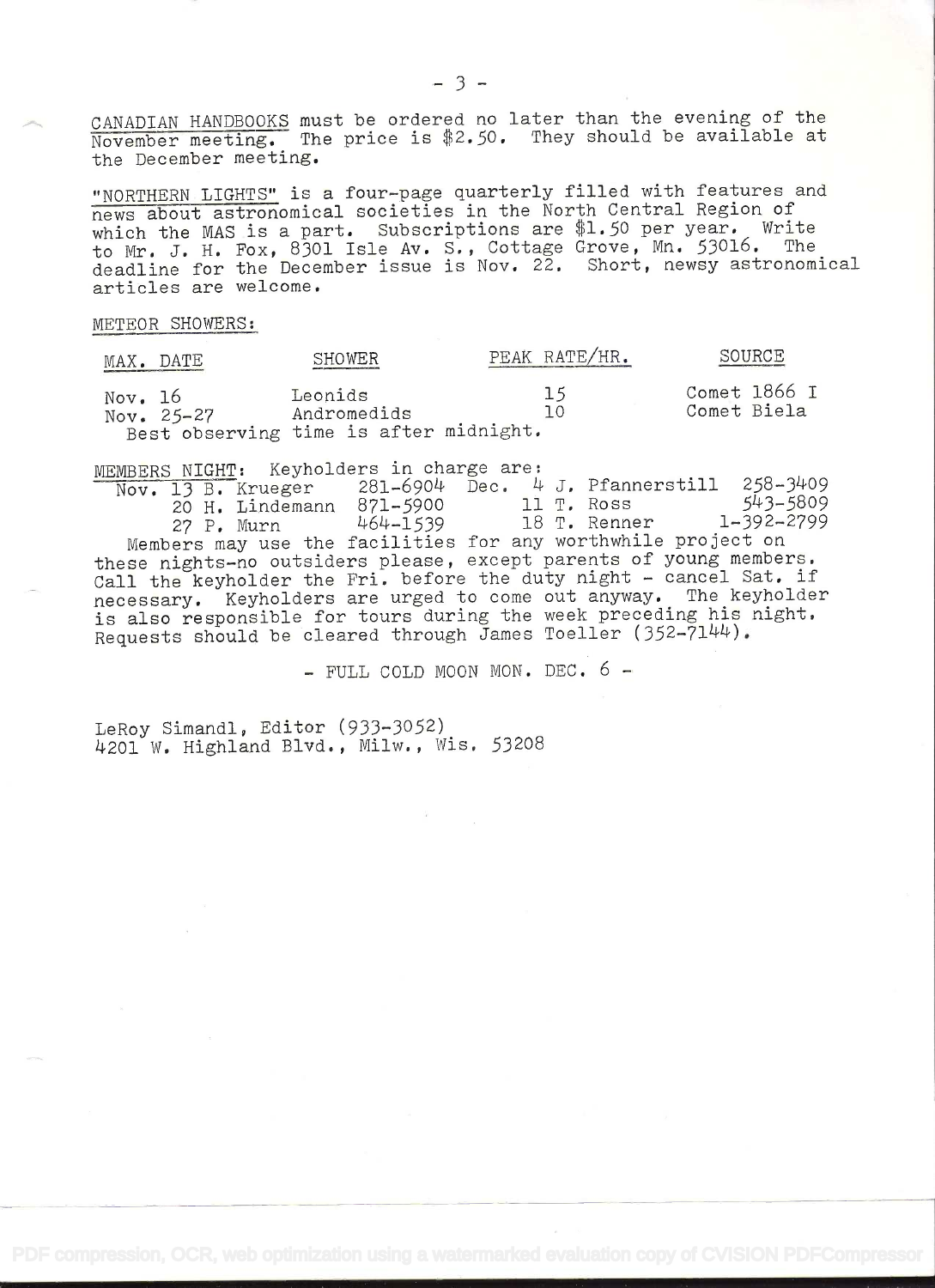CANADIAN HANDBOOKS must be ordered no later than the evening of the November meeting. The price is $2.50. They should be available at the December meeting.

"NORTHERN LIGHTS" is a four-page quarterly filled with features and news about astronomical societies in the North Central Region of which the MAS is a part. Subscriptions are $1.50 per year. Write to Mr. J. H. Fox, 8301 Isle Av. S., Cottage Grove, Mn. 53016. The deadline for the December issue is Nov. 22. Short, newsy astronomical articles are welcome.

METEOR SHOWERS:

| MAX. DATE | SHOWER | PEAK RATE/HR. | SOURCE |
|---|---|---|---|
| Nov. 16 | Leonids | 15 | Comet 1866 I |
| Nov. 25-27 | Andromedids | 10 | Comet Biela |

Best observing time is after midnight.

MEMBERS NIGHT: Keyholders in charge are:

| | | | | | |
|---|---|---|---|---|---|
| Nov. 13 | B. Krueger | 281-6904 | Dec. 4 | J. Pfannerstill | 258-3409 |
| 20 | H. Lindemann | 871-5900 | 11 | T. Ross | 543-5809 |
| 27 | P. Murn | 464-1539 | 18 | T. Renner | 1-392-2799 |

Members may use the facilities for any worthwhile project on these nights-no outsiders please, except parents of young members. Call the keyholder the Fri. before the duty night - cancel Sat. if necessary. Keyholders are urged to come out anyway. The keyholder is also responsible for tours during the week preceding his night. Requests should be cleared through James Toeller (352-7144).

- FULL COLD MOON MON. DEC. 6 -

LeRoy Simandl, Editor (933-3052)
4201 W. Highland Blvd., Milw., Wis. 53208